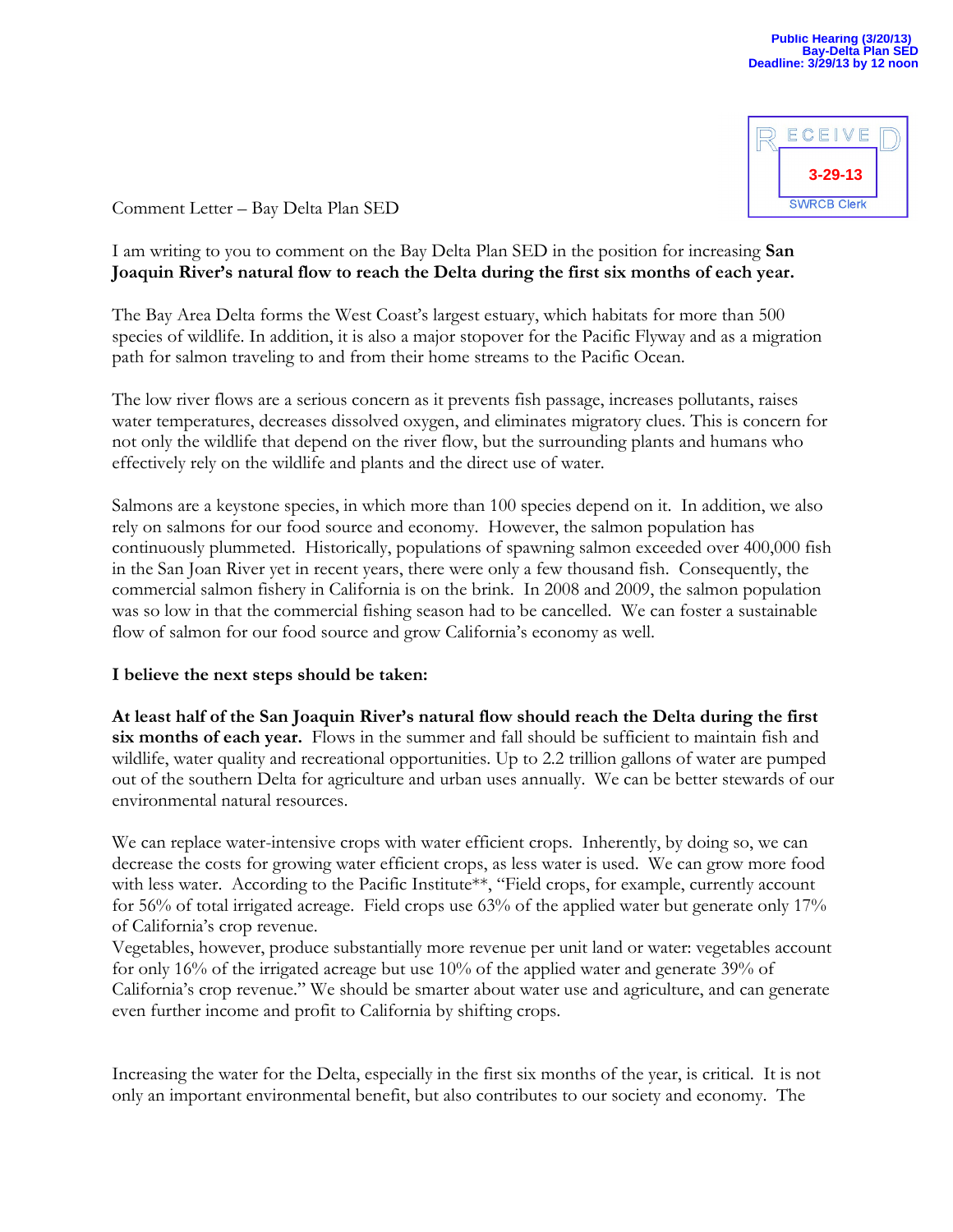Public Hearing (3/20/13)
Bay-Delta Plan SED
Deadline: 3/29/13 by 12 noon

RECEIVED
3-29-13
SWRCB Clerk

Comment Letter – Bay Delta Plan SED

I am writing to you to comment on the Bay Delta Plan SED in the position for increasing **San Joaquin River's natural flow to reach the Delta during the first six months of each year.**

The Bay Area Delta forms the West Coast's largest estuary, which habitats for more than 500 species of wildlife. In addition, it is also a major stopover for the Pacific Flyway and as a migration path for salmon traveling to and from their home streams to the Pacific Ocean.

The low river flows are a serious concern as it prevents fish passage, increases pollutants, raises water temperatures, decreases dissolved oxygen, and eliminates migratory clues. This is concern for not only the wildlife that depend on the river flow, but the surrounding plants and humans who effectively rely on the wildlife and plants and the direct use of water.

Salmons are a keystone species, in which more than 100 species depend on it. In addition, we also rely on salmons for our food source and economy. However, the salmon population has continuously plummeted. Historically, populations of spawning salmon exceeded over 400,000 fish in the San Joan River yet in recent years, there were only a few thousand fish. Consequently, the commercial salmon fishery in California is on the brink. In 2008 and 2009, the salmon population was so low in that the commercial fishing season had to be cancelled. We can foster a sustainable flow of salmon for our food source and grow California's economy as well.

**I believe the next steps should be taken:**

**At least half of the San Joaquin River's natural flow should reach the Delta during the first six months of each year.** Flows in the summer and fall should be sufficient to maintain fish and wildlife, water quality and recreational opportunities. Up to 2.2 trillion gallons of water are pumped out of the southern Delta for agriculture and urban uses annually. We can be better stewards of our environmental natural resources.

We can replace water-intensive crops with water efficient crops. Inherently, by doing so, we can decrease the costs for growing water efficient crops, as less water is used. We can grow more food with less water. According to the Pacific Institute**, "Field crops, for example, currently account for 56% of total irrigated acreage. Field crops use 63% of the applied water but generate only 17% of California's crop revenue.
Vegetables, however, produce substantially more revenue per unit land or water: vegetables account for only 16% of the irrigated acreage but use 10% of the applied water and generate 39% of California's crop revenue." We should be smarter about water use and agriculture, and can generate even further income and profit to California by shifting crops.

Increasing the water for the Delta, especially in the first six months of the year, is critical. It is not only an important environmental benefit, but also contributes to our society and economy. The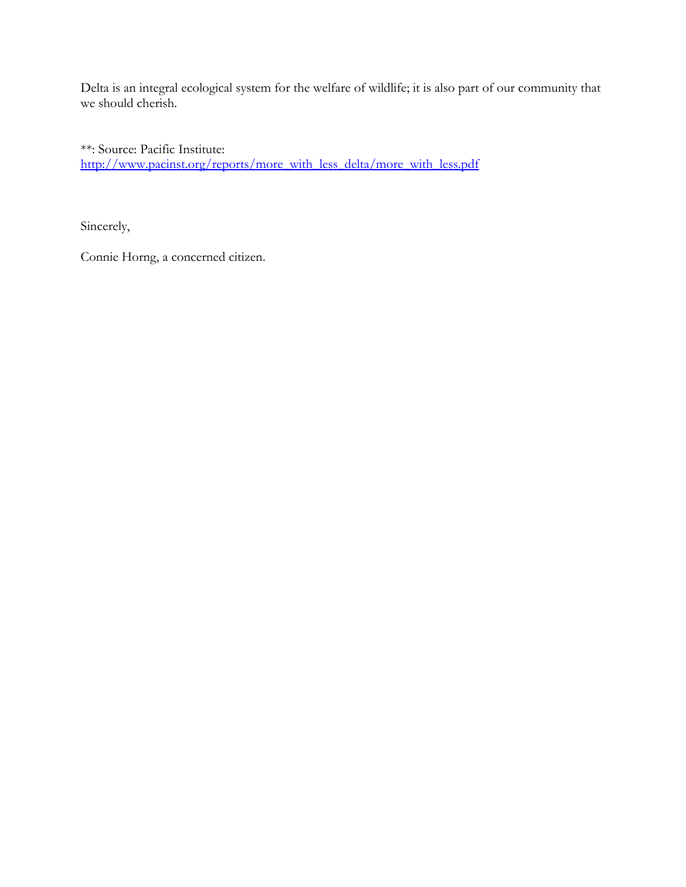Delta is an integral ecological system for the welfare of wildlife; it is also part of our community that we should cherish.

**: Source: Pacific Institute:
http://www.pacinst.org/reports/more_with_less_delta/more_with_less.pdf

Sincerely,

Connie Horng, a concerned citizen.